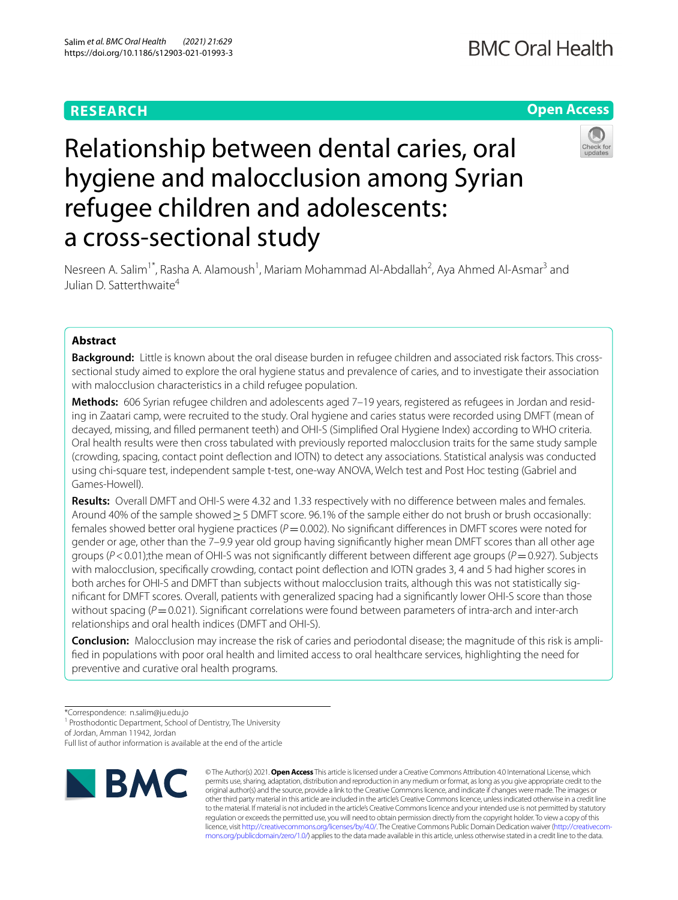RESEARCH

Open Access

# Relationship between dental caries, oral hygiene and malocclusion among Syrian refugee children and adolescents: a cross-sectional study

Nesreen A. Salim[1*], Rasha A. Alamoush[1], Mariam Mohammad Al-Abdallah[2], Aya Ahmed Al-Asmar[3] and Julian D. Satterthwaite[4]

## Abstract

**Background:** Little is known about the oral disease burden in refugee children and associated risk factors. This cross-sectional study aimed to explore the oral hygiene status and prevalence of caries, and to investigate their association with malocclusion characteristics in a child refugee population.

**Methods:** 606 Syrian refugee children and adolescents aged 7–19 years, registered as refugees in Jordan and residing in Zaatari camp, were recruited to the study. Oral hygiene and caries status were recorded using DMFT (mean of decayed, missing, and filled permanent teeth) and OHI-S (Simplified Oral Hygiene Index) according to WHO criteria. Oral health results were then cross tabulated with previously reported malocclusion traits for the same study sample (crowding, spacing, contact point deflection and IOTN) to detect any associations. Statistical analysis was conducted using chi-square test, independent sample t-test, one-way ANOVA, Welch test and Post Hoc testing (Gabriel and Games-Howell).

**Results:** Overall DMFT and OHI-S were 4.32 and 1.33 respectively with no difference between males and females. Around 40% of the sample showed ≥ 5 DMFT score. 96.1% of the sample either do not brush or brush occasionally: females showed better oral hygiene practices ($P = 0.002$). No significant differences in DMFT scores were noted for gender or age, other than the 7–9.9 year old group having significantly higher mean DMFT scores than all other age groups ($P < 0.01$);the mean of OHI-S was not significantly different between different age groups ($P = 0.927$). Subjects with malocclusion, specifically crowding, contact point deflection and IOTN grades 3, 4 and 5 had higher scores in both arches for OHI-S and DMFT than subjects without malocclusion traits, although this was not statistically significant for DMFT scores. Overall, patients with generalized spacing had a significantly lower OHI-S score than those without spacing ($P = 0.021$). Significant correlations were found between parameters of intra-arch and inter-arch relationships and oral health indices (DMFT and OHI-S).

**Conclusion:** Malocclusion may increase the risk of caries and periodontal disease; the magnitude of this risk is amplified in populations with poor oral health and limited access to oral healthcare services, highlighting the need for preventive and curative oral health programs.

*Correspondence: n.salim@ju.edu.jo

[1] Prosthodontic Department, School of Dentistry, The University of Jordan, Amman 11942, Jordan

Full list of author information is available at the end of the article

© The Author(s) 2021. **Open Access** This article is licensed under a Creative Commons Attribution 4.0 International License, which permits use, sharing, adaptation, distribution and reproduction in any medium or format, as long as you give appropriate credit to the original author(s) and the source, provide a link to the Creative Commons licence, and indicate if changes were made. The images or other third party material in this article are included in the article's Creative Commons licence, unless indicated otherwise in a credit line to the material. If material is not included in the article's Creative Commons licence and your intended use is not permitted by statutory regulation or exceeds the permitted use, you will need to obtain permission directly from the copyright holder. To view a copy of this licence, visit http://creativecommons.org/licenses/by/4.0/. The Creative Commons Public Domain Dedication waiver (http://creativecommons.org/publicdomain/zero/1.0/) applies to the data made available in this article, unless otherwise stated in a credit line to the data.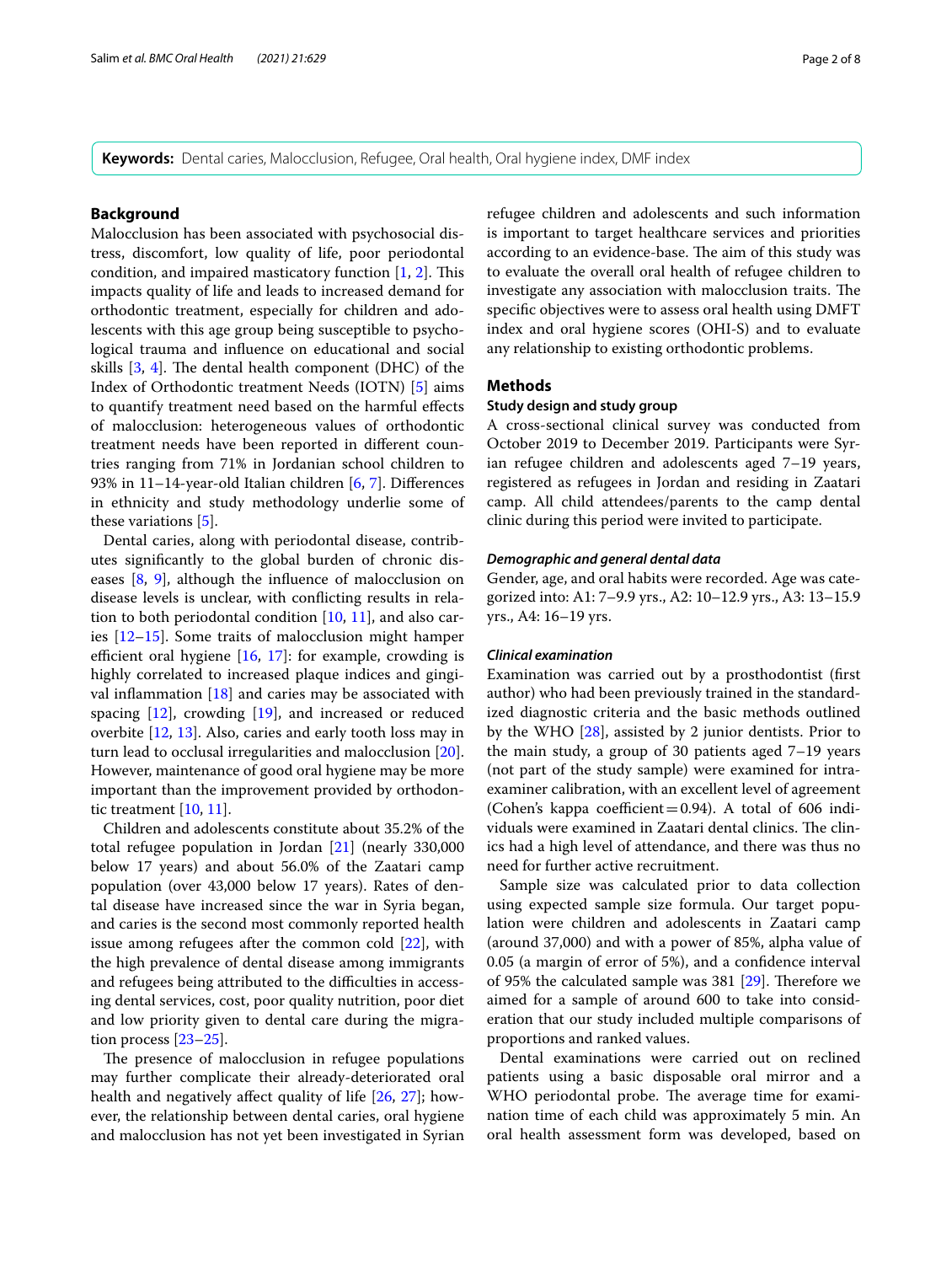**Keywords:** Dental caries, Malocclusion, Refugee, Oral health, Oral hygiene index, DMF index

## Background

Malocclusion has been associated with psychosocial distress, discomfort, low quality of life, poor periodontal condition, and impaired masticatory function [1, 2]. This impacts quality of life and leads to increased demand for orthodontic treatment, especially for children and adolescents with this age group being susceptible to psychological trauma and influence on educational and social skills [3, 4]. The dental health component (DHC) of the Index of Orthodontic treatment Needs (IOTN) [5] aims to quantify treatment need based on the harmful effects of malocclusion: heterogeneous values of orthodontic treatment needs have been reported in different countries ranging from 71% in Jordanian school children to 93% in 11–14-year-old Italian children [6, 7]. Differences in ethnicity and study methodology underlie some of these variations [5].

Dental caries, along with periodontal disease, contributes significantly to the global burden of chronic diseases [8, 9], although the influence of malocclusion on disease levels is unclear, with conflicting results in relation to both periodontal condition [10, 11], and also caries [12–15]. Some traits of malocclusion might hamper efficient oral hygiene [16, 17]: for example, crowding is highly correlated to increased plaque indices and gingival inflammation [18] and caries may be associated with spacing [12], crowding [19], and increased or reduced overbite [12, 13]. Also, caries and early tooth loss may in turn lead to occlusal irregularities and malocclusion [20]. However, maintenance of good oral hygiene may be more important than the improvement provided by orthodontic treatment [10, 11].

Children and adolescents constitute about 35.2% of the total refugee population in Jordan [21] (nearly 330,000 below 17 years) and about 56.0% of the Zaatari camp population (over 43,000 below 17 years). Rates of dental disease have increased since the war in Syria began, and caries is the second most commonly reported health issue among refugees after the common cold [22], with the high prevalence of dental disease among immigrants and refugees being attributed to the difficulties in accessing dental services, cost, poor quality nutrition, poor diet and low priority given to dental care during the migration process [23–25].

The presence of malocclusion in refugee populations may further complicate their already-deteriorated oral health and negatively affect quality of life [26, 27]; however, the relationship between dental caries, oral hygiene and malocclusion has not yet been investigated in Syrian refugee children and adolescents and such information is important to target healthcare services and priorities according to an evidence-base. The aim of this study was to evaluate the overall oral health of refugee children to investigate any association with malocclusion traits. The specific objectives were to assess oral health using DMFT index and oral hygiene scores (OHI-S) and to evaluate any relationship to existing orthodontic problems.

## Methods

### Study design and study group

A cross-sectional clinical survey was conducted from October 2019 to December 2019. Participants were Syrian refugee children and adolescents aged 7–19 years, registered as refugees in Jordan and residing in Zaatari camp. All child attendees/parents to the camp dental clinic during this period were invited to participate.

#### *Demographic and general dental data*

Gender, age, and oral habits were recorded. Age was categorized into: A1: 7–9.9 yrs., A2: 10–12.9 yrs., A3: 13–15.9 yrs., A4: 16–19 yrs.

#### *Clinical examination*

Examination was carried out by a prosthodontist (first author) who had been previously trained in the standardized diagnostic criteria and the basic methods outlined by the WHO [28], assisted by 2 junior dentists. Prior to the main study, a group of 30 patients aged 7–19 years (not part of the study sample) were examined for intra-examiner calibration, with an excellent level of agreement (Cohen's kappa coefficient = 0.94). A total of 606 individuals were examined in Zaatari dental clinics. The clinics had a high level of attendance, and there was thus no need for further active recruitment.

Sample size was calculated prior to data collection using expected sample size formula. Our target population were children and adolescents in Zaatari camp (around 37,000) and with a power of 85%, alpha value of 0.05 (a margin of error of 5%), and a confidence interval of 95% the calculated sample was 381 [29]. Therefore we aimed for a sample of around 600 to take into consideration that our study included multiple comparisons of proportions and ranked values.

Dental examinations were carried out on reclined patients using a basic disposable oral mirror and a WHO periodontal probe. The average time for examination time of each child was approximately 5 min. An oral health assessment form was developed, based on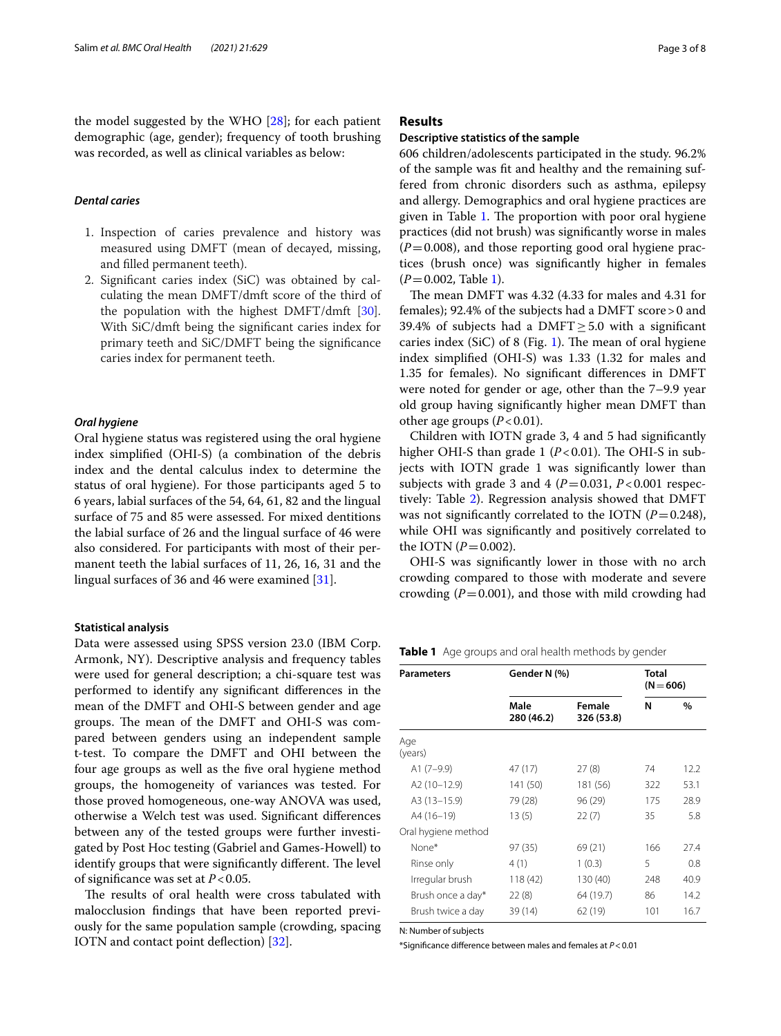the model suggested by the WHO [28]; for each patient demographic (age, gender); frequency of tooth brushing was recorded, as well as clinical variables as below:

### *Dental caries*

1. Inspection of caries prevalence and history was measured using DMFT (mean of decayed, missing, and filled permanent teeth).
2. Significant caries index (SiC) was obtained by calculating the mean DMFT/dmft score of the third of the population with the highest DMFT/dmft [30]. With SiC/dmft being the significant caries index for primary teeth and SiC/DMFT being the significance caries index for permanent teeth.

### *Oral hygiene*

Oral hygiene status was registered using the oral hygiene index simplified (OHI-S) (a combination of the debris index and the dental calculus index to determine the status of oral hygiene). For those participants aged 5 to 6 years, labial surfaces of the 54, 64, 61, 82 and the lingual surface of 75 and 85 were assessed. For mixed dentitions the labial surface of 26 and the lingual surface of 46 were also considered. For participants with most of their permanent teeth the labial surfaces of 11, 26, 16, 31 and the lingual surfaces of 36 and 46 were examined [31].

### Statistical analysis

Data were assessed using SPSS version 23.0 (IBM Corp. Armonk, NY). Descriptive analysis and frequency tables were used for general description; a chi-square test was performed to identify any significant differences in the mean of the DMFT and OHI-S between gender and age groups. The mean of the DMFT and OHI-S was compared between genders using an independent sample t-test. To compare the DMFT and OHI between the four age groups as well as the five oral hygiene method groups, the homogeneity of variances was tested. For those proved homogeneous, one-way ANOVA was used, otherwise a Welch test was used. Significant differences between any of the tested groups were further investigated by Post Hoc testing (Gabriel and Games-Howell) to identify groups that were significantly different. The level of significance was set at $P<0.05$.

The results of oral health were cross tabulated with malocclusion findings that have been reported previously for the same population sample (crowding, spacing IOTN and contact point deflection) [32].

## Results

### Descriptive statistics of the sample

606 children/adolescents participated in the study. 96.2% of the sample was fit and healthy and the remaining suffered from chronic disorders such as asthma, epilepsy and allergy. Demographics and oral hygiene practices are given in Table 1. The proportion with poor oral hygiene practices (did not brush) was significantly worse in males ($P=0.008$), and those reporting good oral hygiene practices (brush once) was significantly higher in females ($P=0.002$, Table 1).

The mean DMFT was 4.32 (4.33 for males and 4.31 for females); 92.4% of the subjects had a DMFT score > 0 and 39.4% of subjects had a DMFT ≥ 5.0 with a significant caries index (SiC) of 8 (Fig. 1). The mean of oral hygiene index simplified (OHI-S) was 1.33 (1.32 for males and 1.35 for females). No significant differences in DMFT were noted for gender or age, other than the 7–9.9 year old group having significantly higher mean DMFT than other age groups ($P<0.01$).

Children with IOTN grade 3, 4 and 5 had significantly higher OHI-S than grade 1 ($P<0.01$). The OHI-S in subjects with IOTN grade 1 was significantly lower than subjects with grade 3 and 4 ($P=0.031$, $P<0.001$ respectively: Table 2). Regression analysis showed that DMFT was not significantly correlated to the IOTN ($P=0.248$), while OHI was significantly and positively correlated to the IOTN ($P=0.002$).

OHI-S was significantly lower in those with no arch crowding compared to those with moderate and severe crowding ($P=0.001$), and those with mild crowding had

**Table 1** Age groups and oral health methods by gender

| Parameters | Gender N (%) | | Total (N = 606) | |
|---|---|---|---|---|
| | Male 280 (46.2) | Female 326 (53.8) | N | % |
| Age (years) | | | | |
| A1 (7–9.9) | 47 (17) | 27 (8) | 74 | 12.2 |
| A2 (10–12.9) | 141 (50) | 181 (56) | 322 | 53.1 |
| A3 (13–15.9) | 79 (28) | 96 (29) | 175 | 28.9 |
| A4 (16–19) | 13 (5) | 22 (7) | 35 | 5.8 |
| Oral hygiene method | | | | |
| None* | 97 (35) | 69 (21) | 166 | 27.4 |
| Rinse only | 4 (1) | 1 (0.3) | 5 | 0.8 |
| Irregular brush | 118 (42) | 130 (40) | 248 | 40.9 |
| Brush once a day* | 22 (8) | 64 (19.7) | 86 | 14.2 |
| Brush twice a day | 39 (14) | 62 (19) | 101 | 16.7 |

N: Number of subjects

*Significance difference between males and females at $P<0.01$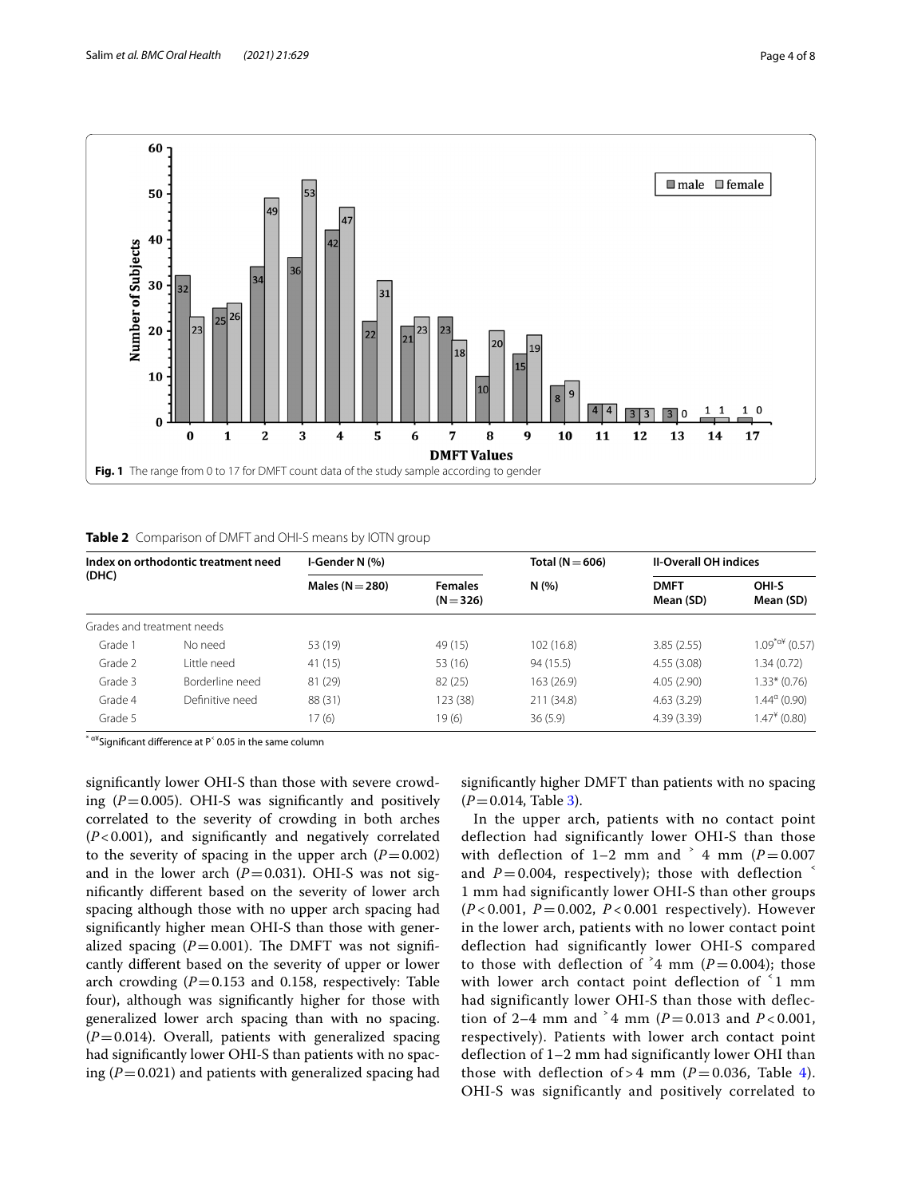Fig. 1 The range from 0 to 17 for DMFT count data of the study sample according to gender

**Table 2** Comparison of DMFT and OHI-S means by IOTN group

| Index on orthodontic treatment need (DHC) | | I-Gender N (%) | | Total (N = 606) | II-Overall OH indices | |
|---|---|---|---|---|---|---|
| | | Males (N = 280) | Females (N = 326) | N (%) | DMFT Mean (SD) | OHI-S Mean (SD) |
| Grades and treatment needs | | | | | | |
| Grade 1 | No need | 53 (19) | 49 (15) | 102 (16.8) | 3.85 (2.55) | 1.09*α¥ (0.57) |
| Grade 2 | Little need | 41 (15) | 53 (16) | 94 (15.5) | 4.55 (3.08) | 1.34 (0.72) |
| Grade 3 | Borderline need | 81 (29) | 82 (25) | 163 (26.9) | 4.05 (2.90) | 1.33* (0.76) |
| Grade 4 | Definitive need | 88 (31) | 123 (38) | 211 (34.8) | 4.63 (3.29) | 1.44α (0.90) |
| Grade 5 | | 17 (6) | 19 (6) | 36 (5.9) | 4.39 (3.39) | 1.47¥ (0.80) |

*α¥Significant difference at P˂ 0.05 in the same column

significantly lower OHI-S than those with severe crowding ($P = 0.005$). OHI-S was significantly and positively correlated to the severity of crowding in both arches ($P < 0.001$), and significantly and negatively correlated to the severity of spacing in the upper arch ($P = 0.002$) and in the lower arch ($P = 0.031$). OHI-S was not significantly different based on the severity of lower arch spacing although those with no upper arch spacing had significantly higher mean OHI-S than those with generalized spacing ($P = 0.001$). The DMFT was not significantly different based on the severity of upper or lower arch crowding ($P = 0.153$ and 0.158, respectively: Table four), although was significantly higher for those with generalized lower arch spacing than with no spacing. ($P = 0.014$). Overall, patients with generalized spacing had significantly lower OHI-S than patients with no spacing ($P = 0.021$) and patients with generalized spacing had significantly higher DMFT than patients with no spacing ($P = 0.014$, Table 3).

In the upper arch, patients with no contact point deflection had significantly lower OHI-S than those with deflection of 1–2 mm and ˃ 4 mm ($P = 0.007$ and $P = 0.004$, respectively); those with deflection ˂ 1 mm had significantly lower OHI-S than other groups ($P < 0.001$, $P = 0.002$, $P < 0.001$ respectively). However in the lower arch, patients with no lower contact point deflection had significantly lower OHI-S compared to those with deflection of ˃4 mm ($P = 0.004$); those with lower arch contact point deflection of ˂1 mm had significantly lower OHI-S than those with deflection of 2–4 mm and ˃4 mm ($P = 0.013$ and $P < 0.001$, respectively). Patients with lower arch contact point deflection of 1–2 mm had significantly lower OHI than those with deflection of > 4 mm ($P = 0.036$, Table 4). OHI-S was significantly and positively correlated to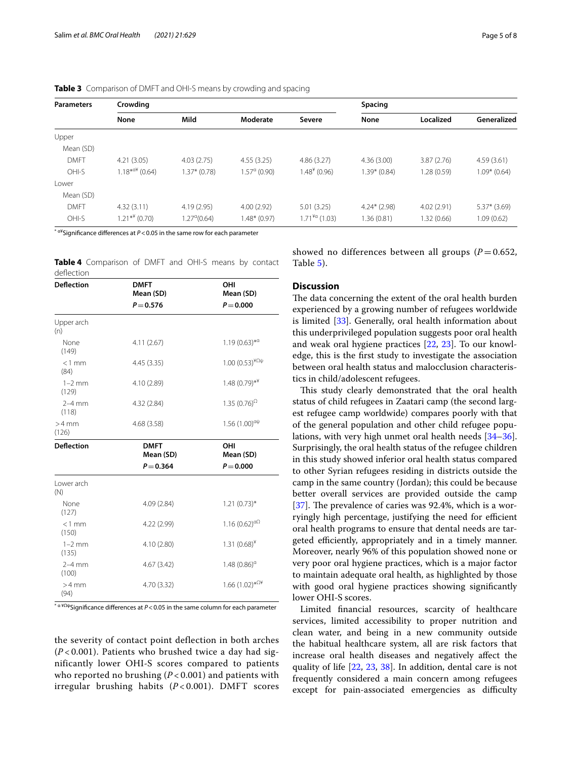**Table 3** Comparison of DMFT and OHI-S means by crowding and spacing

| Parameters | Crowding | | | | Spacing | | |
|---|---|---|---|---|---|---|---|
| | None | Mild | Moderate | Severe | None | Localized | Generalized |
| Upper | | | | | | | |
| Mean (SD) | | | | | | | |
| DMFT | 4.21 (3.05) | 4.03 (2.75) | 4.55 (3.25) | 4.86 (3.27) | 4.36 (3.00) | 3.87 (2.76) | 4.59 (3.61) |
| OHI-S | 1.18*α¥ (0.64) | 1.37* (0.78) | 1.57α (0.90) | 1.48¥ (0.96) | 1.39* (0.84) | 1.28 (0.59) | 1.09* (0.64) |
| Lower | | | | | | | |
| Mean (SD) | | | | | | | |
| DMFT | 4.32 (3.11) | 4.19 (2.95) | 4.00 (2.92) | 5.01 (3.25) | 4.24* (2.98) | 4.02 (2.91) | 5.37* (3.69) |
| OHI-S | 1.21*¥ (0.70) | 1.27α(0.64) | 1.48* (0.97) | 1.71¥α (1.03) | 1.36 (0.81) | 1.32 (0.66) | 1.09 (0.62) |

* α¥Significance differences at $P<0.05$ in the same row for each parameter

**Table 4** Comparison of DMFT and OHI-S means by contact deflection

| Deflection | DMFT Mean (SD) $P=0.576$ | OHI Mean (SD) $P=0.000$ |
|---|---|---|
| Upper arch (n) | | |
| None (149) | 4.11 (2.67) | 1.19 (0.63)*α |
| <1 mm (84) | 4.45 (3.35) | 1.00 (0.53)¥Ωψ |
| 1–2 mm (129) | 4.10 (2.89) | 1.48 (0.79)*¥ |
| 2–4 mm (118) | 4.32 (2.84) | 1.35 (0.76)Ω |
| >4 mm (126) | 4.68 (3.58) | 1.56 (1.00)αψ |
| **Deflection** | **DMFT Mean (SD) $P=0.364$** | **OHI Mean (SD) $P=0.000$** |
| Lower arch (N) | | |
| None (127) | 4.09 (2.84) | 1.21 (0.73)* |
| <1 mm (150) | 4.22 (2.99) | 1.16 (0.62)αΩ |
| 1–2 mm (135) | 4.10 (2.80) | 1.31 (0.68)¥ |
| 2–4 mm (100) | 4.67 (3.42) | 1.48 (0.86)α |
| >4 mm (94) | 4.70 (3.32) | 1.66 (1.02)*Ω¥ |

* α ¥Ωψ Significance differences at $P<0.05$ in the same column for each parameter

the severity of contact point deflection in both arches ($P<0.001$). Patients who brushed twice a day had significantly lower OHI-S scores compared to patients who reported no brushing ($P<0.001$) and patients with irregular brushing habits ($P<0.001$). DMFT scores showed no differences between all groups ($P=0.652$, Table 5).

## Discussion

The data concerning the extent of the oral health burden experienced by a growing number of refugees worldwide is limited [33]. Generally, oral health information about this underprivileged population suggests poor oral health and weak oral hygiene practices [22, 23]. To our knowledge, this is the first study to investigate the association between oral health status and malocclusion characteristics in child/adolescent refugees.

This study clearly demonstrated that the oral health status of child refugees in Zaatari camp (the second largest refugee camp worldwide) compares poorly with that of the general population and other child refugee populations, with very high unmet oral health needs [34–36]. Surprisingly, the oral health status of the refugee children in this study showed inferior oral health status compared to other Syrian refugees residing in districts outside the camp in the same country (Jordan); this could be because better overall services are provided outside the camp [37]. The prevalence of caries was 92.4%, which is a worryingly high percentage, justifying the need for efficient oral health programs to ensure that dental needs are targeted efficiently, appropriately and in a timely manner. Moreover, nearly 96% of this population showed none or very poor oral hygiene practices, which is a major factor to maintain adequate oral health, as highlighted by those with good oral hygiene practices showing significantly lower OHI-S scores.

Limited financial resources, scarcity of healthcare services, limited accessibility to proper nutrition and clean water, and being in a new community outside the habitual healthcare system, all are risk factors that increase oral health diseases and negatively affect the quality of life [22, 23, 38]. In addition, dental care is not frequently considered a main concern among refugees except for pain-associated emergencies as difficulty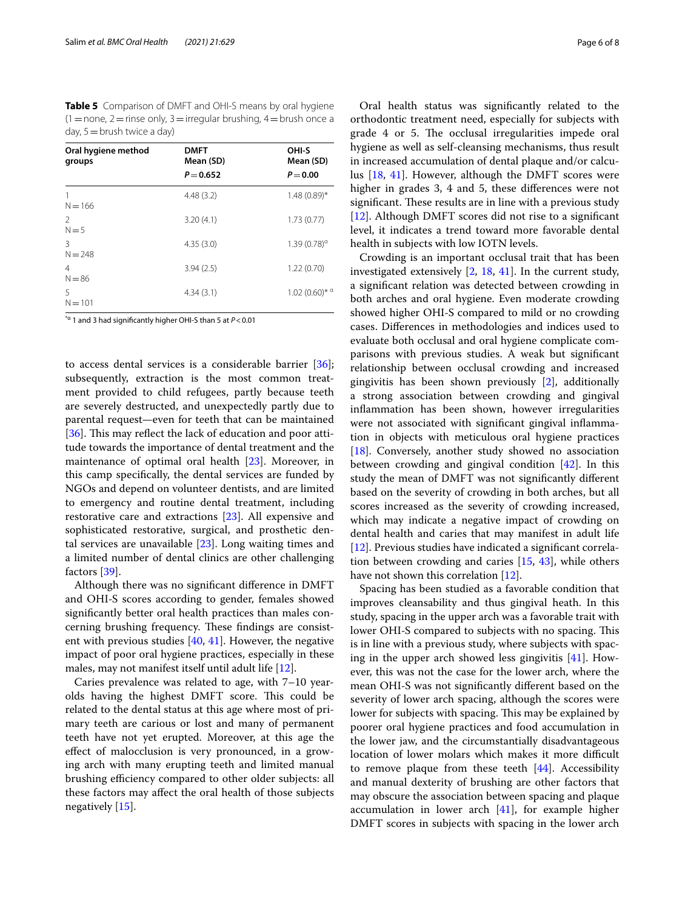**Table 5** Comparison of DMFT and OHI-S means by oral hygiene (1 = none, 2 = rinse only, 3 = irregular brushing, 4 = brush once a day, 5 = brush twice a day)

| Oral hygiene method groups | DMFT Mean (SD) $P = 0.652$ | OHI-S Mean (SD) $P = 0.00$ |
|---|---|---|
| 1 N = 166 | 4.48 (3.2) | 1.48 (0.89)* |
| 2 N = 5 | 3.20 (4.1) | 1.73 (0.77) |
| 3 N = 248 | 4.35 (3.0) | 1.39 (0.78)[α] |
| 4 N = 86 | 3.94 (2.5) | 1.22 (0.70) |
| 5 N = 101 | 4.34 (3.1) | 1.02 (0.60)* [α] |

*α 1 and 3 had significantly higher OHI-S than 5 at $P < 0.01$

to access dental services is a considerable barrier [36]; subsequently, extraction is the most common treatment provided to child refugees, partly because teeth are severely destructed, and unexpectedly partly due to parental request—even for teeth that can be maintained [36]. This may reflect the lack of education and poor attitude towards the importance of dental treatment and the maintenance of optimal oral health [23]. Moreover, in this camp specifically, the dental services are funded by NGOs and depend on volunteer dentists, and are limited to emergency and routine dental treatment, including restorative care and extractions [23]. All expensive and sophisticated restorative, surgical, and prosthetic dental services are unavailable [23]. Long waiting times and a limited number of dental clinics are other challenging factors [39].

Although there was no significant difference in DMFT and OHI-S scores according to gender, females showed significantly better oral health practices than males concerning brushing frequency. These findings are consistent with previous studies [40, 41]. However, the negative impact of poor oral hygiene practices, especially in these males, may not manifest itself until adult life [12].

Caries prevalence was related to age, with 7–10 year-olds having the highest DMFT score. This could be related to the dental status at this age where most of primary teeth are carious or lost and many of permanent teeth have not yet erupted. Moreover, at this age the effect of malocclusion is very pronounced, in a growing arch with many erupting teeth and limited manual brushing efficiency compared to other older subjects: all these factors may affect the oral health of those subjects negatively [15].

Oral health status was significantly related to the orthodontic treatment need, especially for subjects with grade 4 or 5. The occlusal irregularities impede oral hygiene as well as self-cleansing mechanisms, thus result in increased accumulation of dental plaque and/or calculus [18, 41]. However, although the DMFT scores were higher in grades 3, 4 and 5, these differences were not significant. These results are in line with a previous study [12]. Although DMFT scores did not rise to a significant level, it indicates a trend toward more favorable dental health in subjects with low IOTN levels.

Crowding is an important occlusal trait that has been investigated extensively [2, 18, 41]. In the current study, a significant relation was detected between crowding in both arches and oral hygiene. Even moderate crowding showed higher OHI-S compared to mild or no crowding cases. Differences in methodologies and indices used to evaluate both occlusal and oral hygiene complicate comparisons with previous studies. A weak but significant relationship between occlusal crowding and increased gingivitis has been shown previously [2], additionally a strong association between crowding and gingival inflammation has been shown, however irregularities were not associated with significant gingival inflammation in objects with meticulous oral hygiene practices [18]. Conversely, another study showed no association between crowding and gingival condition [42]. In this study the mean of DMFT was not significantly different based on the severity of crowding in both arches, but all scores increased as the severity of crowding increased, which may indicate a negative impact of crowding on dental health and caries that may manifest in adult life [12]. Previous studies have indicated a significant correlation between crowding and caries [15, 43], while others have not shown this correlation [12].

Spacing has been studied as a favorable condition that improves cleansability and thus gingival heath. In this study, spacing in the upper arch was a favorable trait with lower OHI-S compared to subjects with no spacing. This is in line with a previous study, where subjects with spacing in the upper arch showed less gingivitis [41]. However, this was not the case for the lower arch, where the mean OHI-S was not significantly different based on the severity of lower arch spacing, although the scores were lower for subjects with spacing. This may be explained by poorer oral hygiene practices and food accumulation in the lower jaw, and the circumstantially disadvantageous location of lower molars which makes it more difficult to remove plaque from these teeth [44]. Accessibility and manual dexterity of brushing are other factors that may obscure the association between spacing and plaque accumulation in lower arch [41], for example higher DMFT scores in subjects with spacing in the lower arch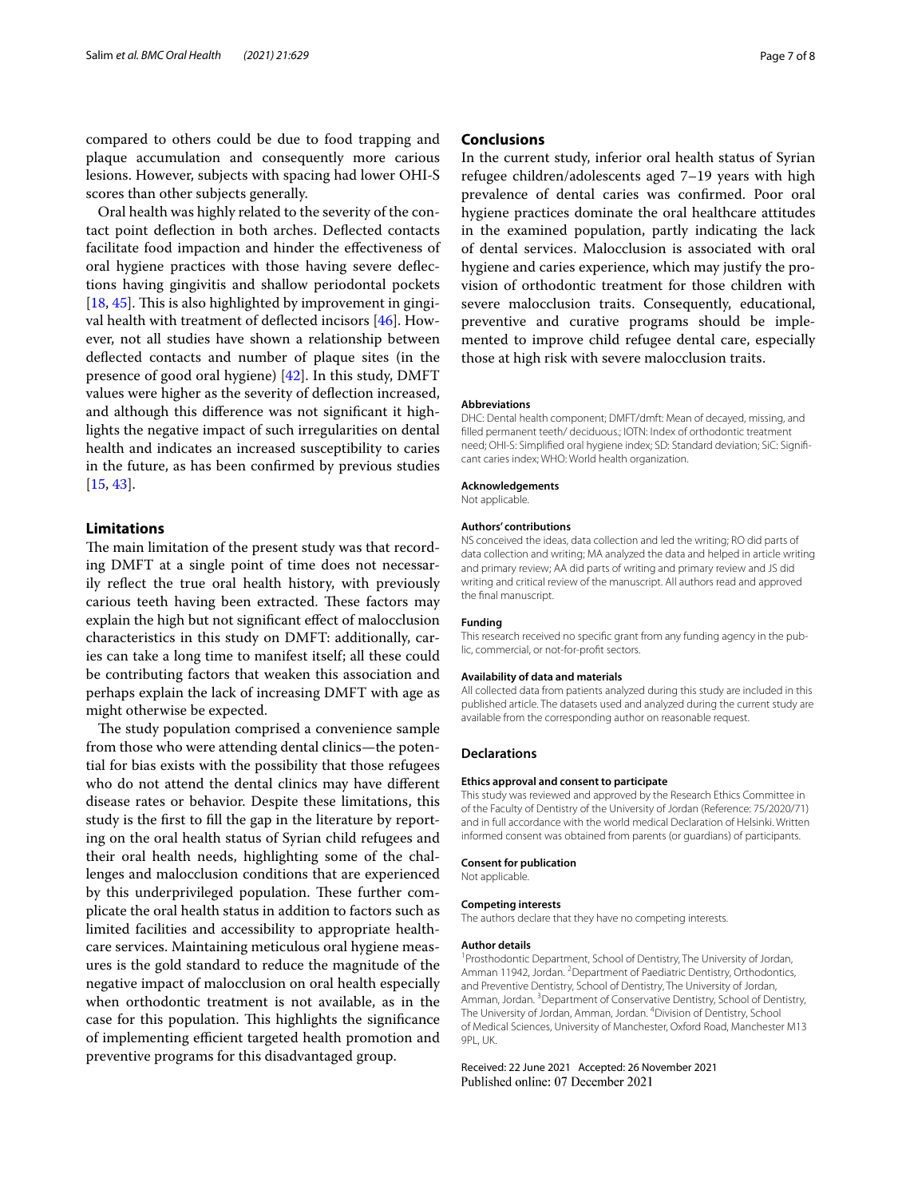compared to others could be due to food trapping and plaque accumulation and consequently more carious lesions. However, subjects with spacing had lower OHI-S scores than other subjects generally.

Oral health was highly related to the severity of the contact point deflection in both arches. Deflected contacts facilitate food impaction and hinder the effectiveness of oral hygiene practices with those having severe deflections having gingivitis and shallow periodontal pockets [18, 45]. This is also highlighted by improvement in gingival health with treatment of deflected incisors [46]. However, not all studies have shown a relationship between deflected contacts and number of plaque sites (in the presence of good oral hygiene) [42]. In this study, DMFT values were higher as the severity of deflection increased, and although this difference was not significant it highlights the negative impact of such irregularities on dental health and indicates an increased susceptibility to caries in the future, as has been confirmed by previous studies [15, 43].

## Limitations

The main limitation of the present study was that recording DMFT at a single point of time does not necessarily reflect the true oral health history, with previously carious teeth having been extracted. These factors may explain the high but not significant effect of malocclusion characteristics in this study on DMFT: additionally, caries can take a long time to manifest itself; all these could be contributing factors that weaken this association and perhaps explain the lack of increasing DMFT with age as might otherwise be expected.

The study population comprised a convenience sample from those who were attending dental clinics—the potential for bias exists with the possibility that those refugees who do not attend the dental clinics may have different disease rates or behavior. Despite these limitations, this study is the first to fill the gap in the literature by reporting on the oral health status of Syrian child refugees and their oral health needs, highlighting some of the challenges and malocclusion conditions that are experienced by this underprivileged population. These further complicate the oral health status in addition to factors such as limited facilities and accessibility to appropriate healthcare services. Maintaining meticulous oral hygiene measures is the gold standard to reduce the magnitude of the negative impact of malocclusion on oral health especially when orthodontic treatment is not available, as in the case for this population. This highlights the significance of implementing efficient targeted health promotion and preventive programs for this disadvantaged group.

## Conclusions

In the current study, inferior oral health status of Syrian refugee children/adolescents aged 7–19 years with high prevalence of dental caries was confirmed. Poor oral hygiene practices dominate the oral healthcare attitudes in the examined population, partly indicating the lack of dental services. Malocclusion is associated with oral hygiene and caries experience, which may justify the provision of orthodontic treatment for those children with severe malocclusion traits. Consequently, educational, preventive and curative programs should be implemented to improve child refugee dental care, especially those at high risk with severe malocclusion traits.

#### Abbreviations

DHC: Dental health component; DMFT/dmft: Mean of decayed, missing, and filled permanent teeth/ deciduous.; IOTN: Index of orthodontic treatment need; OHI-S: Simplified oral hygiene index; SD: Standard deviation; SiC: Significant caries index; WHO: World health organization.

#### Acknowledgements

Not applicable.

#### Authors' contributions

NS conceived the ideas, data collection and led the writing; RO did parts of data collection and writing; MA analyzed the data and helped in article writing and primary review; AA did parts of writing and primary review and JS did writing and critical review of the manuscript. All authors read and approved the final manuscript.

#### Funding

This research received no specific grant from any funding agency in the public, commercial, or not-for-profit sectors.

#### Availability of data and materials

All collected data from patients analyzed during this study are included in this published article. The datasets used and analyzed during the current study are available from the corresponding author on reasonable request.

### Declarations

#### Ethics approval and consent to participate

This study was reviewed and approved by the Research Ethics Committee in of the Faculty of Dentistry of the University of Jordan (Reference: 75/2020/71) and in full accordance with the world medical Declaration of Helsinki. Written informed consent was obtained from parents (or guardians) of participants.

#### Consent for publication

Not applicable.

#### Competing interests

The authors declare that they have no competing interests.

#### Author details

[1]Prosthodontic Department, School of Dentistry, The University of Jordan, Amman 11942, Jordan. [2]Department of Paediatric Dentistry, Orthodontics, and Preventive Dentistry, School of Dentistry, The University of Jordan, Amman, Jordan. [3]Department of Conservative Dentistry, School of Dentistry, The University of Jordan, Amman, Jordan. [4]Division of Dentistry, School of Medical Sciences, University of Manchester, Oxford Road, Manchester M13 9PL, UK.

Received: 22 June 2021 Accepted: 26 November 2021
Published online: 07 December 2021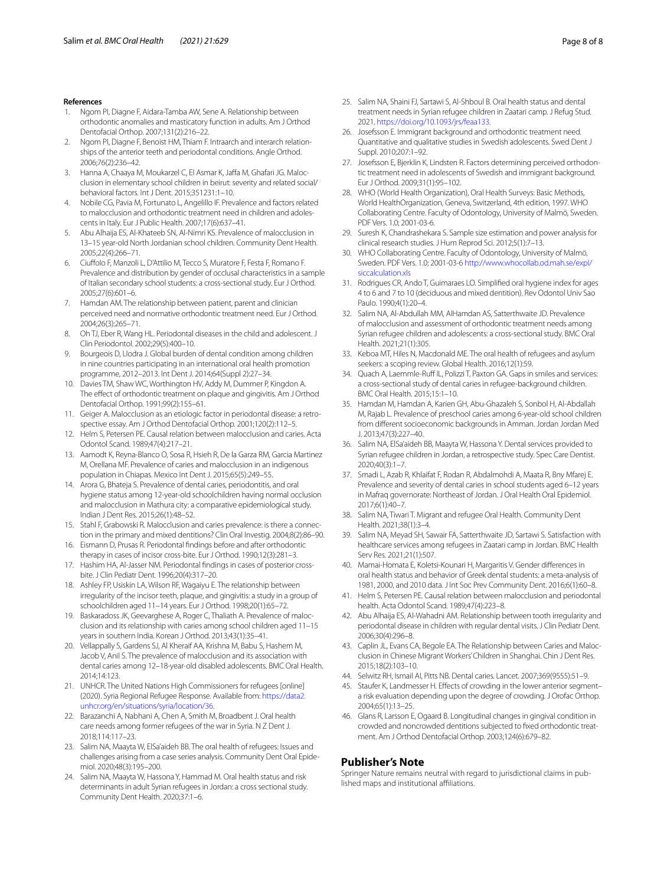### References

1. Ngom PI, Diagne F, Aidara-Tamba AW, Sene A. Relationship between orthodontic anomalies and masticatory function in adults. Am J Orthod Dentofacial Orthop. 2007;131(2):216–22.
2. Ngom PI, Diagne F, Benoist HM, Thiam F. Intraarch and interarch relationships of the anterior teeth and periodontal conditions. Angle Orthod. 2006;76(2):236–42.
3. Hanna A, Chaaya M, Moukarzel C, El Asmar K, Jaffa M, Ghafari JG. Malocclusion in elementary school children in beirut: severity and related social/behavioral factors. Int J Dent. 2015;351231:1–10.
4. Nobile CG, Pavia M, Fortunato L, Angelillo IF. Prevalence and factors related to malocclusion and orthodontic treatment need in children and adolescents in Italy. Eur J Public Health. 2007;17(6):637–41.
5. Abu Alhaija ES, Al-Khateeb SN, Al-Nimri KS. Prevalence of malocclusion in 13–15 year-old North Jordanian school children. Community Dent Health. 2005;22(4):266–71.
6. Ciuffolo F, Manzoli L, D'Attilio M, Tecco S, Muratore F, Festa F, Romano F. Prevalence and distribution by gender of occlusal characteristics in a sample of Italian secondary school students: a cross-sectional study. Eur J Orthod. 2005;27(6):601–6.
7. Hamdan AM. The relationship between patient, parent and clinician perceived need and normative orthodontic treatment need. Eur J Orthod. 2004;26(3):265–71.
8. Oh TJ, Eber R, Wang HL. Periodontal diseases in the child and adolescent. J Clin Periodontol. 2002;29(5):400–10.
9. Bourgeois D, Llodra J. Global burden of dental condition among children in nine countries participating in an international oral health promotion programme, 2012–2013. Int Dent J. 2014;64(Suppl 2):27–34.
10. Davies TM, Shaw WC, Worthington HV, Addy M, Dummer P, Kingdon A. The effect of orthodontic treatment on plaque and gingivitis. Am J Orthod Dentofacial Orthop. 1991;99(2):155–61.
11. Geiger A. Malocclusion as an etiologic factor in periodontal disease: a retrospective essay. Am J Orthod Dentofacial Orthop. 2001;120(2):112–5.
12. Helm S, Petersen PE. Causal relation between malocclusion and caries. Acta Odontol Scand. 1989;47(4):217–21.
13. Aamodt K, Reyna-Blanco O, Sosa R, Hsieh R, De la Garza RM, Garcia Martinez M, Orellana MF. Prevalence of caries and malocclusion in an indigenous population in Chiapas. Mexico Int Dent J. 2015;65(5):249–55.
14. Arora G, Bhateja S. Prevalence of dental caries, periodontitis, and oral hygiene status among 12-year-old schoolchildren having normal occlusion and malocclusion in Mathura city: a comparative epidemiological study. Indian J Dent Res. 2015;26(1):48–52.
15. Stahl F, Grabowski R. Malocclusion and caries prevalence: is there a connection in the primary and mixed dentitions? Clin Oral Investig. 2004;8(2):86–90.
16. Eismann D, Prusas R. Periodontal findings before and after orthodontic therapy in cases of incisor cross-bite. Eur J Orthod. 1990;12(3):281–3.
17. Hashim HA, Al-Jasser NM. Periodontal findings in cases of posterior cross-bite. J Clin Pediatr Dent. 1996;20(4):317–20.
18. Ashley FP, Usiskin LA, Wilson RF, Wagaiyu E. The relationship between irregularity of the incisor teeth, plaque, and gingivitis: a study in a group of schoolchildren aged 11–14 years. Eur J Orthod. 1998;20(1):65–72.
19. Baskaradoss JK, Geevarghese A, Roger C, Thaliath A. Prevalence of malocclusion and its relationship with caries among school children aged 11–15 years in southern India. Korean J Orthod. 2013;43(1):35–41.
20. Vellappally S, Gardens SJ, Al Kheraif AA, Krishna M, Babu S, Hashem M, Jacob V, Anil S. The prevalence of malocclusion and its association with dental caries among 12–18-year-old disabled adolescents. BMC Oral Health. 2014;14:123.
21. UNHCR. The United Nations High Commissioners for refugees [online] (2020). Syria Regional Refugee Response. Available from: https://data2.unhcr.org/en/situations/syria/location/36.
22. Barazanchi A, Nabhani A, Chen A, Smith M, Broadbent J. Oral health care needs among former refugees of the war in Syria. N Z Dent J. 2018;114:117–23.
23. Salim NA, Maayta W, ElSa'aideh BB. The oral health of refugees: Issues and challenges arising from a case series analysis. Community Dent Oral Epidemiol. 2020;48(3):195–200.
24. Salim NA, Maayta W, Hassona Y, Hammad M. Oral health status and risk determinants in adult Syrian refugees in Jordan: a cross sectional study. Community Dent Health. 2020;37:1–6.
25. Salim NA, Shaini FJ, Sartawi S, Al-Shboul B. Oral health status and dental treatment needs in Syrian refugee children in Zaatari camp. J Refug Stud. 2021. https://doi.org/10.1093/jrs/feaa133.
26. Josefsson E. Immigrant background and orthodontic treatment need. Quantitative and qualitative studies in Swedish adolescents. Swed Dent J Suppl. 2010;207:1–92.
27. Josefsson E, Bjerklin K, Lindsten R. Factors determining perceived orthodontic treatment need in adolescents of Swedish and immigrant background. Eur J Orthod. 2009;31(1):95–102.
28. WHO (World Health Organization), Oral Health Surveys: Basic Methods, World HealthOrganization, Geneva, Switzerland, 4th edition, 1997. WHO Collaborating Centre. Faculty of Odontology, University of Malmö, Sweden. PDF Vers. 1.0; 2001-03-6.
29. Suresh K, Chandrashekara S. Sample size estimation and power analysis for clinical research studies. J Hum Reprod Sci. 2012;5(1):7–13.
30. WHO Collaborating Centre. Faculty of Odontology, University of Malmö, Sweden. PDF Vers. 1.0; 2001-03-6 http://www.whocollab.od.mah.se/expl/siccalculation.xls
31. Rodrigues CR, Ando T, Guimaraes LO. Simplified oral hygiene index for ages 4 to 6 and 7 to 10 (deciduous and mixed dentition). Rev Odontol Univ Sao Paulo. 1990;4(1):20–4.
32. Salim NA, Al-Abdullah MM, AlHamdan AS, Satterthwaite JD. Prevalence of malocclusion and assessment of orthodontic treatment needs among Syrian refugee children and adolescents: a cross-sectional study. BMC Oral Health. 2021;21(1):305.
33. Keboa MT, Hiles N, Macdonald ME. The oral health of refugees and asylum seekers: a scoping review. Global Health. 2016;12(1):59.
34. Quach A, Laemmle-Ruff IL, Polizzi T, Paxton GA. Gaps in smiles and services: a cross-sectional study of dental caries in refugee-background children. BMC Oral Health. 2015;15:1–10.
35. Hamdan M, Hamdan A, Karien GH, Abu-Ghazaleh S, Sonbol H, Al-Abdallah M, Rajab L. Prevalence of preschool caries among 6-year-old school children from different socioeconomic backgrounds in Amman. Jordan Jordan Med J. 2013;47(3):227–40.
36. Salim NA, ElSa'aideh BB, Maayta W, Hassona Y. Dental services provided to Syrian refugee children in Jordan, a retrospective study. Spec Care Dentist. 2020;40(3):1–7.
37. Smadi L, Azab R, Khlaifat F, Rodan R, Abdalmohdi A, Maata R, Bny Mfarej E. Prevalence and severity of dental caries in school students aged 6–12 years in Mafraq governorate: Northeast of Jordan. J Oral Health Oral Epidemiol. 2017;6(1):40–7.
38. Salim NA, Tiwari T. Migrant and refugee Oral Health. Community Dent Health. 2021;38(1):3–4.
39. Salim NA, Meyad SH, Sawair FA, Satterthwaite JD, Sartawi S. Satisfaction with healthcare services among refugees in Zaatari camp in Jordan. BMC Health Serv Res. 2021;21(1):507.
40. Mamai-Homata E, Koletsi-Kounari H, Margaritis V. Gender differences in oral health status and behavior of Greek dental students: a meta-analysis of 1981, 2000, and 2010 data. J Int Soc Prev Community Dent. 2016;6(1):60–8.
41. Helm S, Petersen PE. Causal relation between malocclusion and periodontal health. Acta Odontol Scand. 1989;47(4):223–8.
42. Abu Alhaija ES, Al-Wahadni AM. Relationship between tooth irregularity and periodontal disease in children with regular dental visits. J Clin Pediatr Dent. 2006;30(4):296–8.
43. Caplin JL, Evans CA, Begole EA. The Relationship between Caries and Malocclusion in Chinese Migrant Workers' Children in Shanghai. Chin J Dent Res. 2015;18(2):103–10.
44. Selwitz RH, Ismail AI, Pitts NB. Dental caries. Lancet. 2007;369(9555):51–9.
45. Staufer K, Landmesser H. Effects of crowding in the lower anterior segment–a risk evaluation depending upon the degree of crowding. J Orofac Orthop. 2004;65(1):13–25.
46. Glans R, Larsson E, Ogaard B. Longitudinal changes in gingival condition in crowded and noncrowded dentitions subjected to fixed orthodontic treatment. Am J Orthod Dentofacial Orthop. 2003;124(6):679–82.

## Publisher's Note

Springer Nature remains neutral with regard to jurisdictional claims in published maps and institutional affiliations.